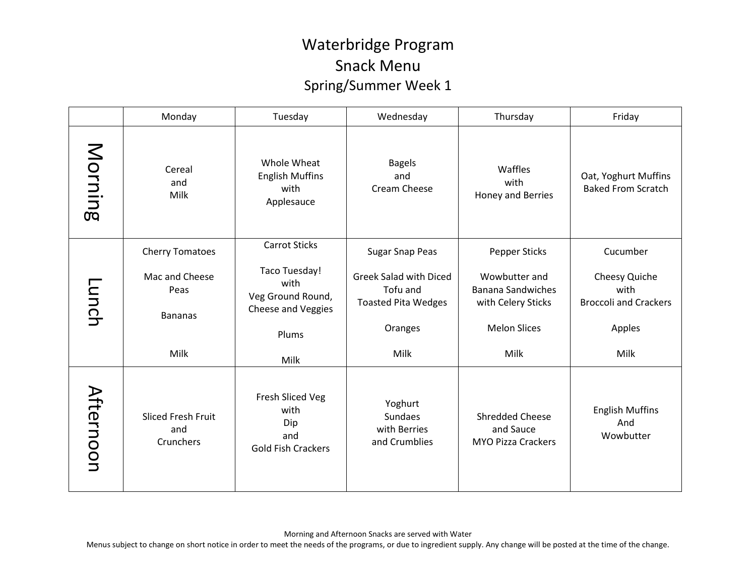# Waterbridge Program
## Snack Menu
### Spring/Summer Week 1

| | Monday | Tuesday | Wednesday | Thursday | Friday |
|---|---|---|---|---|---|
| Morning | Cereal and Milk | Whole Wheat English Muffins with Applesauce | Bagels and Cream Cheese | Waffles with Honey and Berries | Oat, Yoghurt Muffins Baked From Scratch |
| Lunch | Cherry Tomatoes<br><br>Mac and Cheese<br>Peas<br><br>Bananas<br><br>Milk | Carrot Sticks<br><br>Taco Tuesday! with Veg Ground Round, Cheese and Veggies<br><br>Plums<br><br>Milk | Sugar Snap Peas<br><br>Greek Salad with Diced Tofu and Toasted Pita Wedges<br><br>Oranges<br><br>Milk | Pepper Sticks<br><br>Wowbutter and Banana Sandwiches with Celery Sticks<br><br>Melon Slices<br><br>Milk | Cucumber<br><br>Cheesy Quiche with Broccoli and Crackers<br><br>Apples<br><br>Milk |
| Afternoon | Sliced Fresh Fruit and Crunchers | Fresh Sliced Veg with Dip and Gold Fish Crackers | Yoghurt Sundaes with Berries and Crumblies | Shredded Cheese and Sauce MYO Pizza Crackers | English Muffins And Wowbutter |

Morning and Afternoon Snacks are served with Water

Menus subject to change on short notice in order to meet the needs of the programs, or due to ingredient supply. Any change will be posted at the time of the change.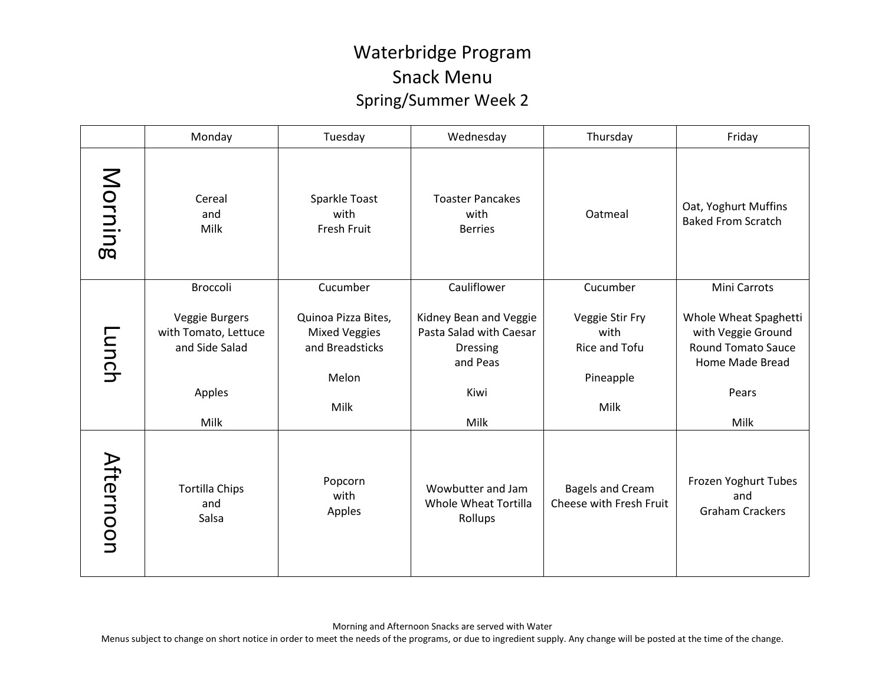# Waterbridge Program

## Snack Menu

### Spring/Summer Week 2

| | Monday | Tuesday | Wednesday | Thursday | Friday |
|---|---|---|---|---|---|
| Morning | Cereal and Milk | Sparkle Toast with Fresh Fruit | Toaster Pancakes with Berries | Oatmeal | Oat, Yoghurt Muffins Baked From Scratch |
| Lunch | Broccoli<br><br>Veggie Burgers with Tomato, Lettuce and Side Salad<br><br>Apples<br><br>Milk | Cucumber<br><br>Quinoa Pizza Bites, Mixed Veggies and Breadsticks<br><br>Melon<br><br>Milk | Cauliflower<br><br>Kidney Bean and Veggie Pasta Salad with Caesar Dressing and Peas<br><br>Kiwi<br><br>Milk | Cucumber<br><br>Veggie Stir Fry with Rice and Tofu<br><br>Pineapple<br><br>Milk | Mini Carrots<br><br>Whole Wheat Spaghetti with Veggie Ground Round Tomato Sauce Home Made Bread<br><br>Pears<br><br>Milk |
| Afternoon | Tortilla Chips and Salsa | Popcorn with Apples | Wowbutter and Jam Whole Wheat Tortilla Rollups | Bagels and Cream Cheese with Fresh Fruit | Frozen Yoghurt Tubes and Graham Crackers |

Morning and Afternoon Snacks are served with Water

Menus subject to change on short notice in order to meet the needs of the programs, or due to ingredient supply. Any change will be posted at the time of the change.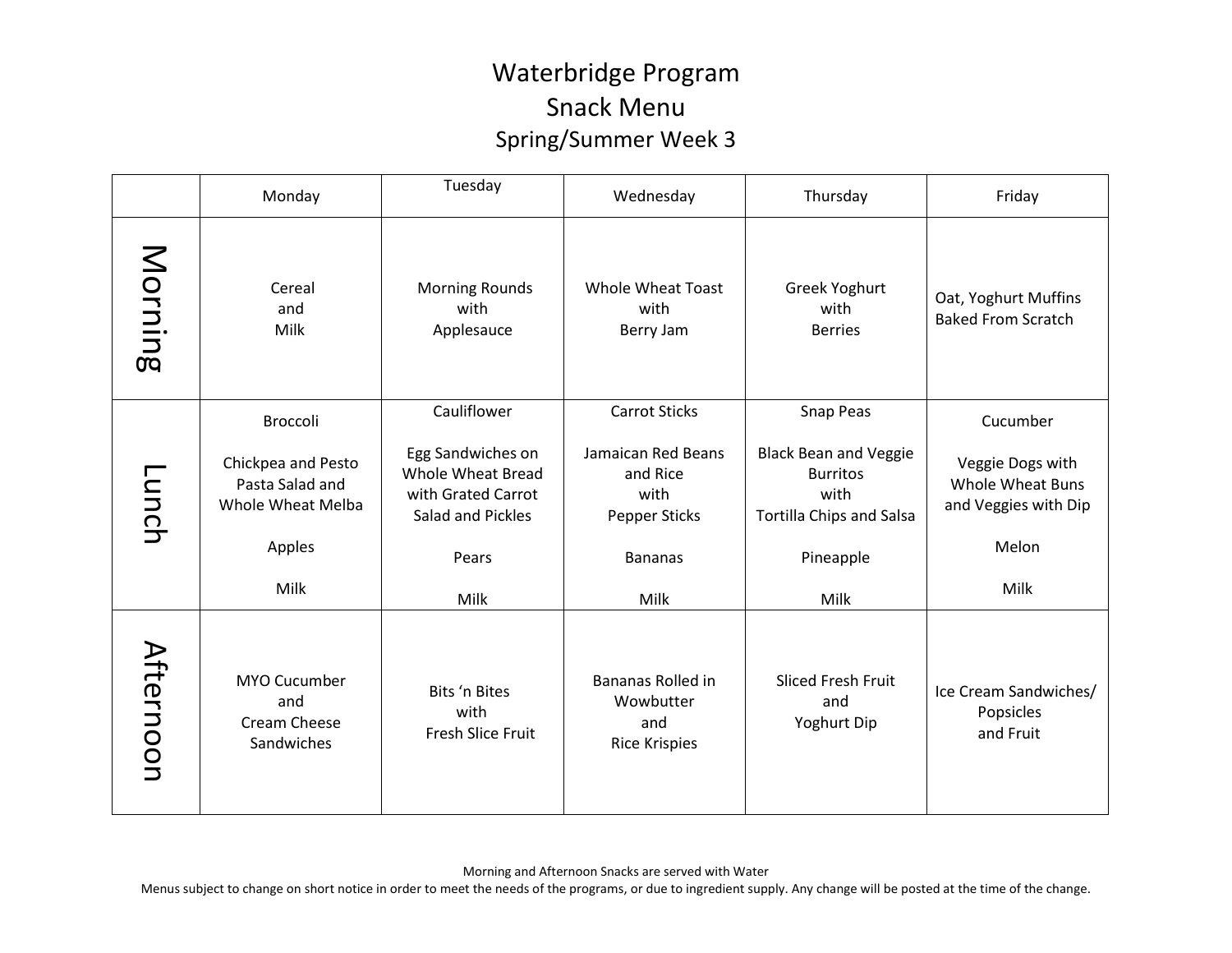# Waterbridge Program
## Snack Menu
### Spring/Summer Week 3

| | Monday | Tuesday | Wednesday | Thursday | Friday |
|---|---|---|---|---|---|
| Morning | Cereal and Milk | Morning Rounds with Applesauce | Whole Wheat Toast with Berry Jam | Greek Yoghurt with Berries | Oat, Yoghurt Muffins Baked From Scratch |
| Lunch | Broccoli<br><br>Chickpea and Pesto Pasta Salad and Whole Wheat Melba<br><br>Apples<br><br>Milk | Cauliflower<br><br>Egg Sandwiches on Whole Wheat Bread with Grated Carrot Salad and Pickles<br><br>Pears<br><br>Milk | Carrot Sticks<br><br>Jamaican Red Beans and Rice with Pepper Sticks<br><br>Bananas<br><br>Milk | Snap Peas<br><br>Black Bean and Veggie Burritos with Tortilla Chips and Salsa<br><br>Pineapple<br><br>Milk | Cucumber<br><br>Veggie Dogs with Whole Wheat Buns and Veggies with Dip<br><br>Melon<br><br>Milk |
| Afternoon | MYO Cucumber and Cream Cheese Sandwiches | Bits 'n Bites with Fresh Slice Fruit | Bananas Rolled in Wowbutter and Rice Krispies | Sliced Fresh Fruit and Yoghurt Dip | Ice Cream Sandwiches/ Popsicles and Fruit |

Morning and Afternoon Snacks are served with Water

Menus subject to change on short notice in order to meet the needs of the programs, or due to ingredient supply. Any change will be posted at the time of the change.